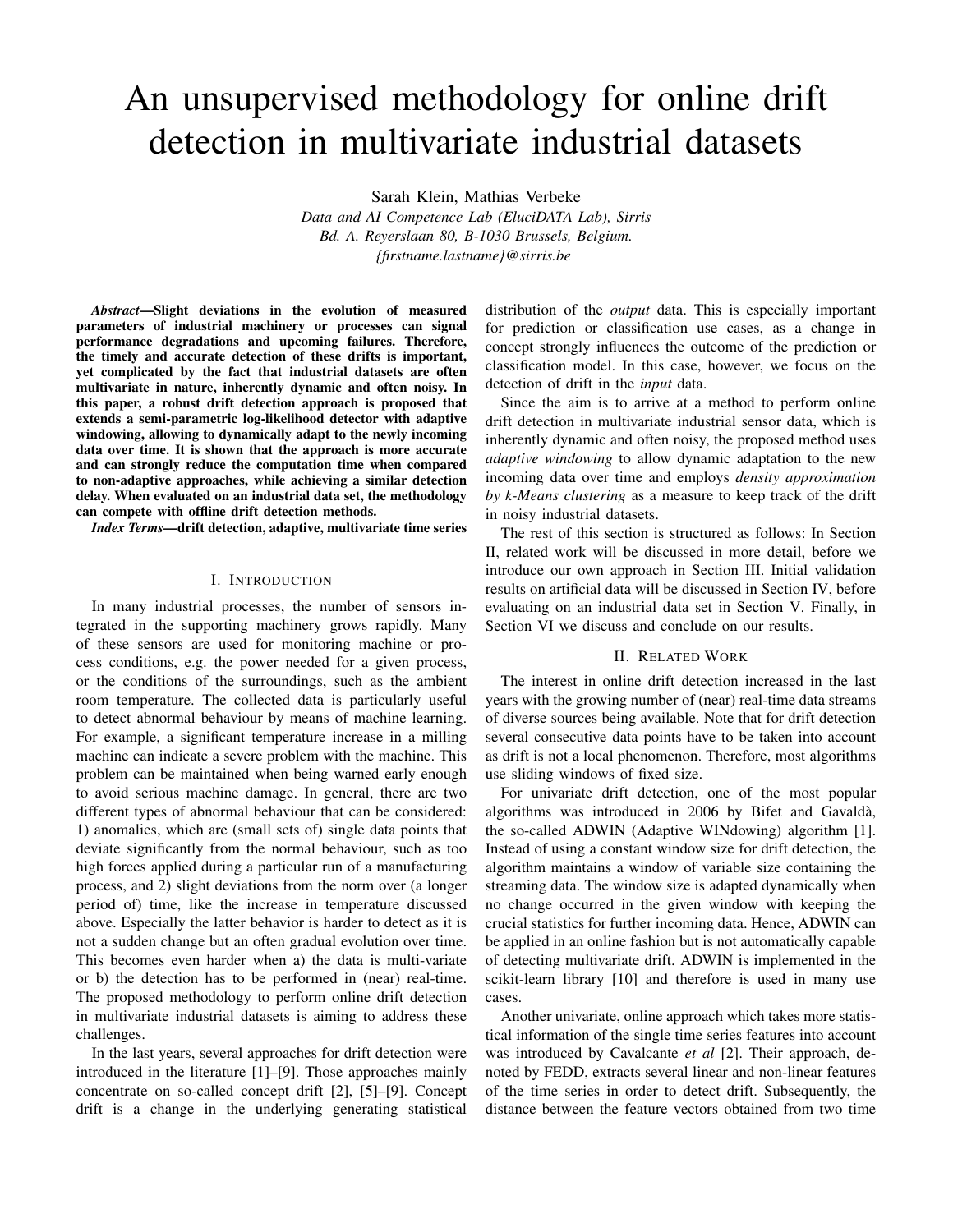# An unsupervised methodology for online drift detection in multivariate industrial datasets

Sarah Klein, Mathias Verbeke

*Data and AI Competence Lab (EluciDATA Lab), Sirris*
*Bd. A. Reyerslaan 80, B-1030 Brussels, Belgium.*
*{firstname.lastname}@sirris.be*

***Abstract*—Slight deviations in the evolution of measured parameters of industrial machinery or processes can signal performance degradations and upcoming failures. Therefore, the timely and accurate detection of these drifts is important, yet complicated by the fact that industrial datasets are often multivariate in nature, inherently dynamic and often noisy. In this paper, a robust drift detection approach is proposed that extends a semi-parametric log-likelihood detector with adaptive windowing, allowing to dynamically adapt to the newly incoming data over time. It is shown that the approach is more accurate and can strongly reduce the computation time when compared to non-adaptive approaches, while achieving a similar detection delay. When evaluated on an industrial data set, the methodology can compete with offline drift detection methods.**

***Index Terms*—drift detection, adaptive, multivariate time series**

## I. Introduction

In many industrial processes, the number of sensors integrated in the supporting machinery grows rapidly. Many of these sensors are used for monitoring machine or process conditions, e.g. the power needed for a given process, or the conditions of the surroundings, such as the ambient room temperature. The collected data is particularly useful to detect abnormal behaviour by means of machine learning. For example, a significant temperature increase in a milling machine can indicate a severe problem with the machine. This problem can be maintained when being warned early enough to avoid serious machine damage. In general, there are two different types of abnormal behaviour that can be considered: 1) anomalies, which are (small sets of) single data points that deviate significantly from the normal behaviour, such as too high forces applied during a particular run of a manufacturing process, and 2) slight deviations from the norm over (a longer period of) time, like the increase in temperature discussed above. Especially the latter behavior is harder to detect as it is not a sudden change but an often gradual evolution over time. This becomes even harder when a) the data is multi-variate or b) the detection has to be performed in (near) real-time. The proposed methodology to perform online drift detection in multivariate industrial datasets is aiming to address these challenges.

In the last years, several approaches for drift detection were introduced in the literature [1]–[9]. Those approaches mainly concentrate on so-called concept drift [2], [5]–[9]. Concept drift is a change in the underlying generating statistical distribution of the *output* data. This is especially important for prediction or classification use cases, as a change in concept strongly influences the outcome of the prediction or classification model. In this case, however, we focus on the detection of drift in the *input* data.

Since the aim is to arrive at a method to perform online drift detection in multivariate industrial sensor data, which is inherently dynamic and often noisy, the proposed method uses *adaptive windowing* to allow dynamic adaptation to the new incoming data over time and employs *density approximation by k-Means clustering* as a measure to keep track of the drift in noisy industrial datasets.

The rest of this section is structured as follows: In Section II, related work will be discussed in more detail, before we introduce our own approach in Section III. Initial validation results on artificial data will be discussed in Section IV, before evaluating on an industrial data set in Section V. Finally, in Section VI we discuss and conclude on our results.

## II. Related Work

The interest in online drift detection increased in the last years with the growing number of (near) real-time data streams of diverse sources being available. Note that for drift detection several consecutive data points have to be taken into account as drift is not a local phenomenon. Therefore, most algorithms use sliding windows of fixed size.

For univariate drift detection, one of the most popular algorithms was introduced in 2006 by Bifet and Gavaldà, the so-called ADWIN (Adaptive WINdowing) algorithm [1]. Instead of using a constant window size for drift detection, the algorithm maintains a window of variable size containing the streaming data. The window size is adapted dynamically when no change occurred in the given window with keeping the crucial statistics for further incoming data. Hence, ADWIN can be applied in an online fashion but is not automatically capable of detecting multivariate drift. ADWIN is implemented in the scikit-learn library [10] and therefore is used in many use cases.

Another univariate, online approach which takes more statistical information of the single time series features into account was introduced by Cavalcante *et al* [2]. Their approach, denoted by FEDD, extracts several linear and non-linear features of the time series in order to detect drift. Subsequently, the distance between the feature vectors obtained from two time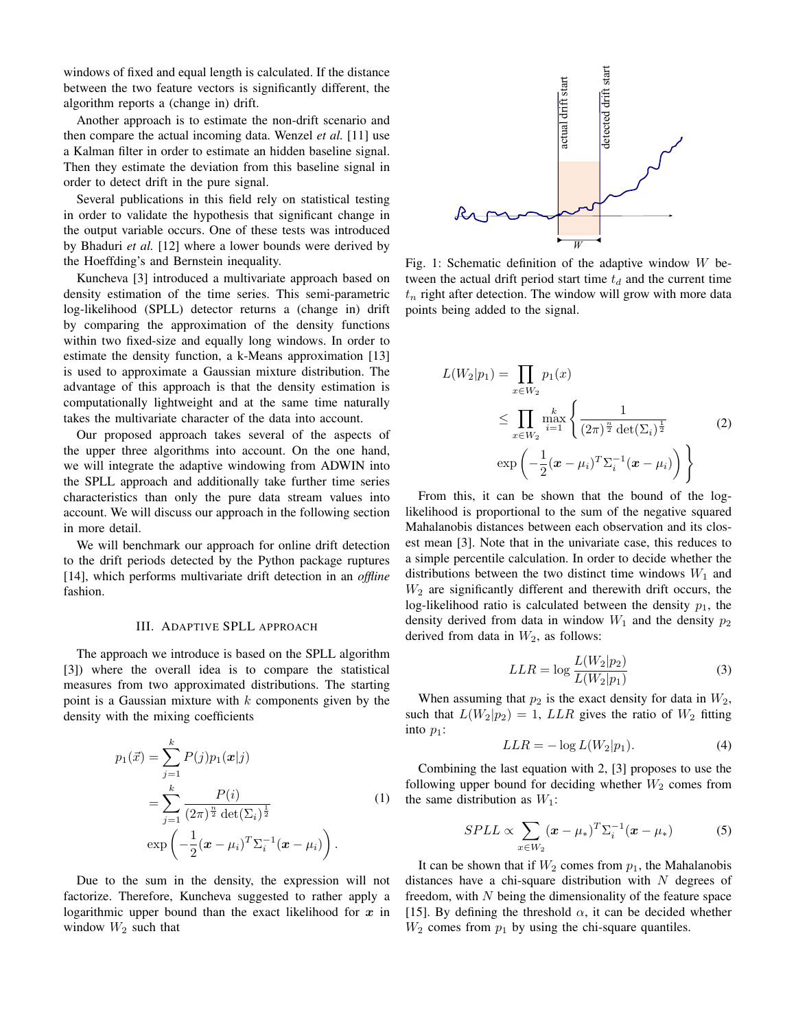windows of fixed and equal length is calculated. If the distance between the two feature vectors is significantly different, the algorithm reports a (change in) drift.

Another approach is to estimate the non-drift scenario and then compare the actual incoming data. Wenzel *et al.* [11] use a Kalman filter in order to estimate an hidden baseline signal. Then they estimate the deviation from this baseline signal in order to detect drift in the pure signal.

Several publications in this field rely on statistical testing in order to validate the hypothesis that significant change in the output variable occurs. One of these tests was introduced by Bhaduri *et al.* [12] where a lower bounds were derived by the Hoeffding's and Bernstein inequality.

Kuncheva [3] introduced a multivariate approach based on density estimation of the time series. This semi-parametric log-likelihood (SPLL) detector returns a (change in) drift by comparing the approximation of the density functions within two fixed-size and equally long windows. In order to estimate the density function, a k-Means approximation [13] is used to approximate a Gaussian mixture distribution. The advantage of this approach is that the density estimation is computationally lightweight and at the same time naturally takes the multivariate character of the data into account.

Our proposed approach takes several of the aspects of the upper three algorithms into account. On the one hand, we will integrate the adaptive windowing from ADWIN into the SPLL approach and additionally take further time series characteristics than only the pure data stream values into account. We will discuss our approach in the following section in more detail.

We will benchmark our approach for online drift detection to the drift periods detected by the Python package ruptures [14], which performs multivariate drift detection in an *offline* fashion.

## III. Adaptive SPLL approach

The approach we introduce is based on the SPLL algorithm [3]) where the overall idea is to compare the statistical measures from two approximated distributions. The starting point is a Gaussian mixture with $k$ components given by the density with the mixing coefficients

$$
\begin{aligned}
p_1(\vec{x}) &= \sum_{j=1}^{k} P(j) p_1(\boldsymbol{x}|j) \\
&= \sum_{j=1}^{k} \frac{P(i)}{(2\pi)^{\frac{n}{2}} \det(\Sigma_i)^{\frac{1}{2}}} \\
&\exp\left(-\frac{1}{2}(\boldsymbol{x}-\mu_i)^T \Sigma_i^{-1} (\boldsymbol{x}-\mu_i)\right).
\end{aligned} \tag{1}
$$

Due to the sum in the density, the expression will not factorize. Therefore, Kuncheva suggested to rather apply a logarithmic upper bound than the exact likelihood for $\boldsymbol{x}$ in window $W_2$ such that

Fig. 1: Schematic definition of the adaptive window $W$ between the actual drift period start time $t_d$ and the current time $t_n$ right after detection. The window will grow with more data points being added to the signal.

$$
\begin{aligned}
L(W_2|p_1) &= \prod_{x \in W_2} p_1(x) \\
&\leq \prod_{x \in W_2} \max_{i=1}^{k} \Bigg\{ \frac{1}{(2\pi)^{\frac{n}{2}} \det(\Sigma_i)^{\frac{1}{2}}} \\
&\exp\left(-\frac{1}{2}(\boldsymbol{x}-\mu_i)^T \Sigma_i^{-1} (\boldsymbol{x}-\mu_i)\right) \Bigg\}
\end{aligned} \tag{2}
$$

From this, it can be shown that the bound of the log-likelihood is proportional to the sum of the negative squared Mahalanobis distances between each observation and its closest mean [3]. Note that in the univariate case, this reduces to a simple percentile calculation. In order to decide whether the distributions between the two distinct time windows $W_1$ and $W_2$ are significantly different and therewith drift occurs, the log-likelihood ratio is calculated between the density $p_1$, the density derived from data in window $W_1$ and the density $p_2$ derived from data in $W_2$, as follows:

$$
LLR = \log \frac{L(W_2|p_2)}{L(W_2|p_1)} \tag{3}
$$

When assuming that $p_2$ is the exact density for data in $W_2$, such that $L(W_2|p_2) = 1$, $LLR$ gives the ratio of $W_2$ fitting into $p_1$:

$$
LLR = -\log L(W_2|p_1). \tag{4}
$$

Combining the last equation with 2, [3] proposes to use the following upper bound for deciding whether $W_2$ comes from the same distribution as $W_1$:

$$
SPLL \propto \sum_{x \in W_2} (\boldsymbol{x}-\mu_*)^T \Sigma_i^{-1} (\boldsymbol{x}-\mu_*) \tag{5}
$$

It can be shown that if $W_2$ comes from $p_1$, the Mahalanobis distances have a chi-square distribution with $N$ degrees of freedom, with $N$ being the dimensionality of the feature space [15]. By defining the threshold $\alpha$, it can be decided whether $W_2$ comes from $p_1$ by using the chi-square quantiles.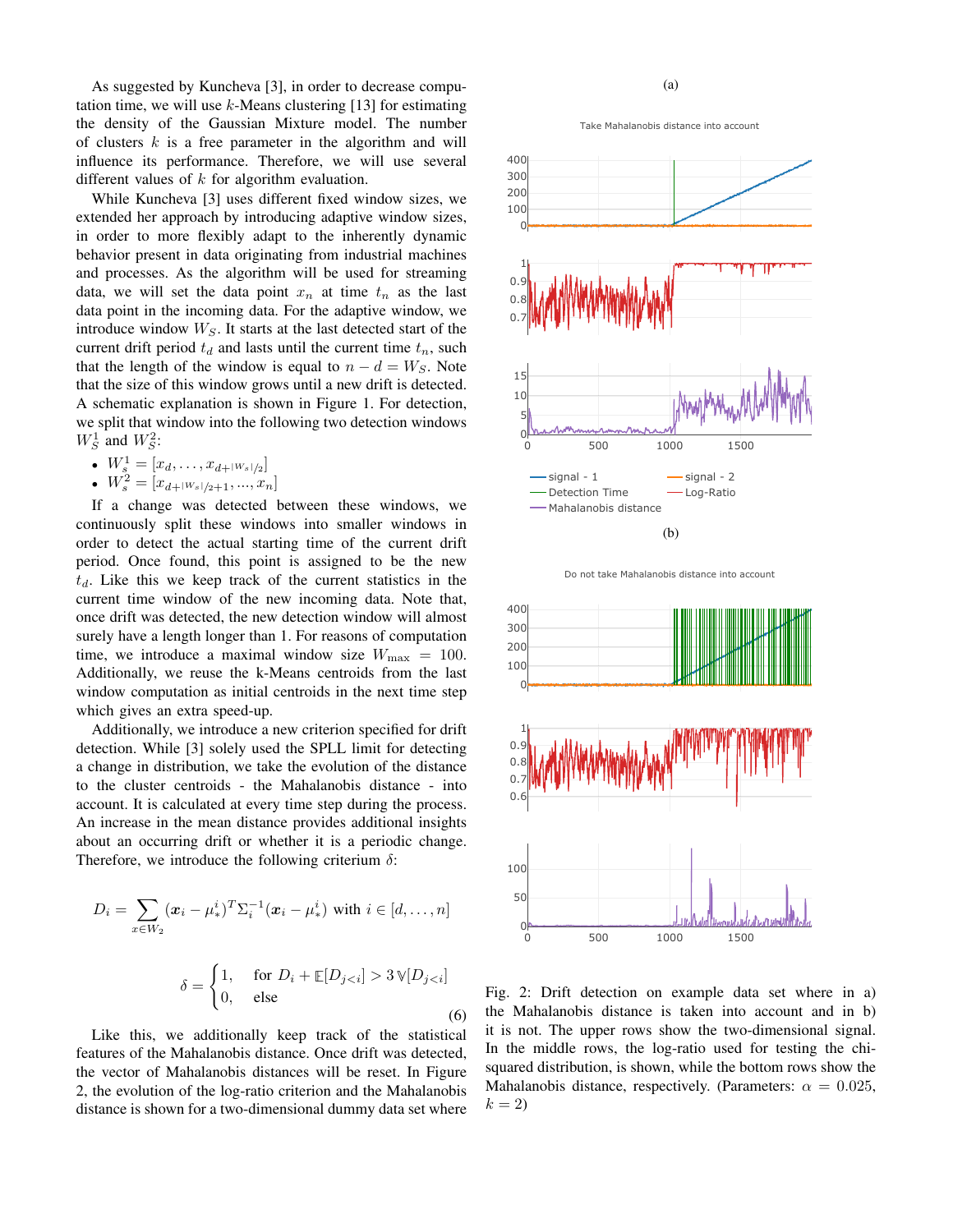As suggested by Kuncheva [3], in order to decrease computation time, we will use $k$-Means clustering [13] for estimating the density of the Gaussian Mixture model. The number of clusters $k$ is a free parameter in the algorithm and will influence its performance. Therefore, we will use several different values of $k$ for algorithm evaluation.

While Kuncheva [3] uses different fixed window sizes, we extended her approach by introducing adaptive window sizes, in order to more flexibly adapt to the inherently dynamic behavior present in data originating from industrial machines and processes. As the algorithm will be used for streaming data, we will set the data point $x_n$ at time $t_n$ as the last data point in the incoming data. For the adaptive window, we introduce window $W_S$. It starts at the last detected start of the current drift period $t_d$ and lasts until the current time $t_n$, such that the length of the window is equal to $n - d = W_S$. Note that the size of this window grows until a new drift is detected. A schematic explanation is shown in Figure 1. For detection, we split that window into the following two detection windows $W_S^1$ and $W_S^2$:

- $W_s^1 = [x_d, \ldots, x_{d+|W_s|/2}]$
- $W_s^2 = [x_{d+|W_s|/2+1}, \ldots, x_n]$

If a change was detected between these windows, we continuously split these windows into smaller windows in order to detect the actual starting time of the current drift period. Once found, this point is assigned to be the new $t_d$. Like this we keep track of the current statistics in the current time window of the new incoming data. Note that, once drift was detected, the new detection window will almost surely have a length longer than 1. For reasons of computation time, we introduce a maximal window size $W_{\max} = 100$. Additionally, we reuse the k-Means centroids from the last window computation as initial centroids in the next time step which gives an extra speed-up.

Additionally, we introduce a new criterion specified for drift detection. While [3] solely used the SPLL limit for detecting a change in distribution, we take the evolution of the distance to the cluster centroids - the Mahalanobis distance - into account. It is calculated at every time step during the process. An increase in the mean distance provides additional insights about an occurring drift or whether it is a periodic change. Therefore, we introduce the following criterion $\delta$:

$$D_i = \sum_{x \in W_2} (\boldsymbol{x}_i - \mu_*^i)^T \Sigma_i^{-1} (\boldsymbol{x}_i - \mu_*^i) \text{ with } i \in [d, \ldots, n]$$

$$\delta = \begin{cases} 1, & \text{for } D_i + \mathbb{E}[D_{j<i}] > 3\,\mathbb{V}[D_{j<i}] \\ 0, & \text{else} \end{cases} \tag{6}$$

Like this, we additionally keep track of the statistical features of the Mahalanobis distance. Once drift was detected, the vector of Mahalanobis distances will be reset. In Figure 2, the evolution of the log-ratio criterion and the Mahalanobis distance is shown for a two-dimensional dummy data set where

Fig. 2: Drift detection on example data set where in a) the Mahalanobis distance is taken into account and in b) it is not. The upper rows show the two-dimensional signal. In the middle rows, the log-ratio used for testing the chi-squared distribution, is shown, while the bottom rows show the Mahalanobis distance, respectively. (Parameters: $\alpha = 0.025$, $k = 2$)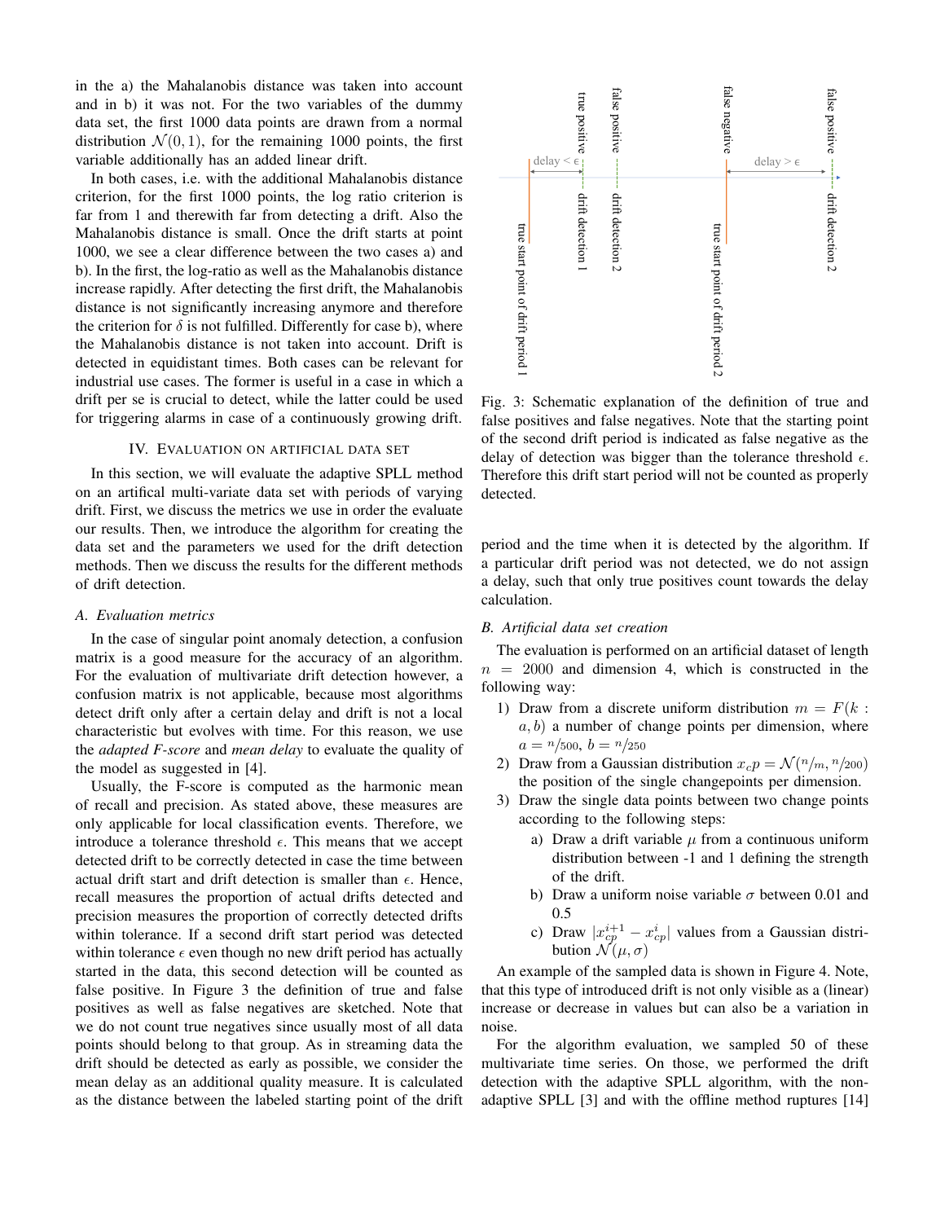in the a) the Mahalanobis distance was taken into account and in b) it was not. For the two variables of the dummy data set, the first 1000 data points are drawn from a normal distribution $\mathcal{N}(0, 1)$, for the remaining 1000 points, the first variable additionally has an added linear drift.

In both cases, i.e. with the additional Mahalanobis distance criterion, for the first 1000 points, the log ratio criterion is far from 1 and therewith far from detecting a drift. Also the Mahalanobis distance is small. Once the drift starts at point 1000, we see a clear difference between the two cases a) and b). In the first, the log-ratio as well as the Mahalanobis distance increase rapidly. After detecting the first drift, the Mahalanobis distance is not significantly increasing anymore and therefore the criterion for $\delta$ is not fulfilled. Differently for case b), where the Mahalanobis distance is not taken into account. Drift is detected in equidistant times. Both cases can be relevant for industrial use cases. The former is useful in a case in which a drift per se is crucial to detect, while the latter could be used for triggering alarms in case of a continuously growing drift.

## IV. Evaluation on artificial data set

In this section, we will evaluate the adaptive SPLL method on an artifical multi-variate data set with periods of varying drift. First, we discuss the metrics we use in order the evaluate our results. Then, we introduce the algorithm for creating the data set and the parameters we used for the drift detection methods. Then we discuss the results for the different methods of drift detection.

### A. Evaluation metrics

In the case of singular point anomaly detection, a confusion matrix is a good measure for the accuracy of an algorithm. For the evaluation of multivariate drift detection however, a confusion matrix is not applicable, because most algorithms detect drift only after a certain delay and drift is not a local characteristic but evolves with time. For this reason, we use the *adapted F-score* and *mean delay* to evaluate the quality of the model as suggested in [4].

Usually, the F-score is computed as the harmonic mean of recall and precision. As stated above, these measures are only applicable for local classification events. Therefore, we introduce a tolerance threshold $\epsilon$. This means that we accept detected drift to be correctly detected in case the time between actual drift start and drift detection is smaller than $\epsilon$. Hence, recall measures the proportion of actual drifts detected and precision measures the proportion of correctly detected drifts within tolerance. If a second drift start period was detected within tolerance $\epsilon$ even though no new drift period has actually started in the data, this second detection will be counted as false positive. In Figure 3 the definition of true and false positives as well as false negatives are sketched. Note that we do not count true negatives since usually most of all data points should belong to that group. As in streaming data the drift should be detected as early as possible, we consider the mean delay as an additional quality measure. It is calculated as the distance between the labeled starting point of the drift period and the time when it is detected by the algorithm. If a particular drift period was not detected, we do not assign a delay, such that only true positives count towards the delay calculation.

Fig. 3: Schematic explanation of the definition of true and false positives and false negatives. Note that the starting point of the second drift period is indicated as false negative as the delay of detection was bigger than the tolerance threshold $\epsilon$. Therefore this drift start period will not be counted as properly detected.

### B. Artificial data set creation

The evaluation is performed on an artificial dataset of length $n = 2000$ and dimension 4, which is constructed in the following way:

1) Draw from a discrete uniform distribution $m = F(k : a, b)$ a number of change points per dimension, where $a = n/500$, $b = n/250$
2) Draw from a Gaussian distribution $x_cp = \mathcal{N}(n/m, n/200)$ the position of the single changepoints per dimension.
3) Draw the single data points between two change points according to the following steps:
    a) Draw a drift variable $\mu$ from a continuous uniform distribution between -1 and 1 defining the strength of the drift.
    b) Draw a uniform noise variable $\sigma$ between 0.01 and 0.5
    c) Draw $|x_{cp}^{i+1} - x_{cp}^{i}|$ values from a Gaussian distribution $\mathcal{N}(\mu, \sigma)$

An example of the sampled data is shown in Figure 4. Note, that this type of introduced drift is not only visible as a (linear) increase or decrease in values but can also be a variation in noise.

For the algorithm evaluation, we sampled 50 of these multivariate time series. On those, we performed the drift detection with the adaptive SPLL algorithm, with the non-adaptive SPLL [3] and with the offline method ruptures [14]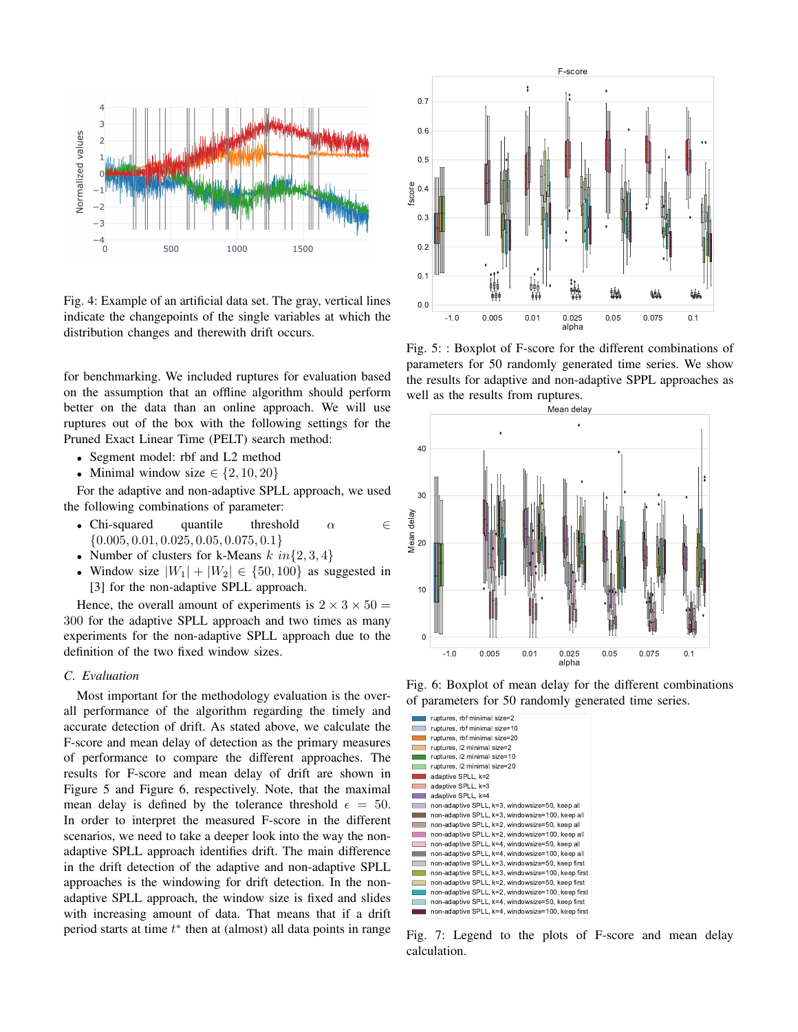Fig. 4: Example of an artificial data set. The gray, vertical lines indicate the changepoints of the single variables at which the distribution changes and therewith drift occurs.

for benchmarking. We included ruptures for evaluation based on the assumption that an offline algorithm should perform better on the data than an online approach. We will use ruptures out of the box with the following settings for the Pruned Exact Linear Time (PELT) search method:

- Segment model: rbf and L2 method
- Minimal window size $\in \{2, 10, 20\}$

For the adaptive and non-adaptive SPLL approach, we used the following combinations of parameter:

- Chi-squared quantile threshold $\alpha \in \{0.005, 0.01, 0.025, 0.05, 0.075, 0.1\}$
- Number of clusters for k-Means $k\ in\{2, 3, 4\}$
- Window size $|W_1| + |W_2| \in \{50, 100\}$ as suggested in [3] for the non-adaptive SPLL approach.

Hence, the overall amount of experiments is $2 \times 3 \times 50 = 300$ for the adaptive SPLL approach and two times as many experiments for the non-adaptive SPLL approach due to the definition of the two fixed window sizes.

### C. Evaluation

Most important for the methodology evaluation is the overall performance of the algorithm regarding the timely and accurate detection of drift. As stated above, we calculate the F-score and mean delay of detection as the primary measures of performance to compare the different approaches. The results for F-score and mean delay of drift are shown in Figure 5 and Figure 6, respectively. Note, that the maximal mean delay is defined by the tolerance threshold $\epsilon = 50$. In order to interpret the measured F-score in the different scenarios, we need to take a deeper look into the way the non-adaptive SPLL approach identifies drift. The main difference in the drift detection of the adaptive and non-adaptive SPLL approaches is the windowing for drift detection. In the non-adaptive SPLL approach, the window size is fixed and slides with increasing amount of data. That means that if a drift period starts at time $t^*$ then at (almost) all data points in range

Fig. 5: : Boxplot of F-score for the different combinations of parameters for 50 randomly generated time series. We show the results for adaptive and non-adaptive SPPL approaches as well as the results from ruptures.

Fig. 6: Boxplot of mean delay for the different combinations of parameters for 50 randomly generated time series.

Fig. 7: Legend to the plots of F-score and mean delay calculation.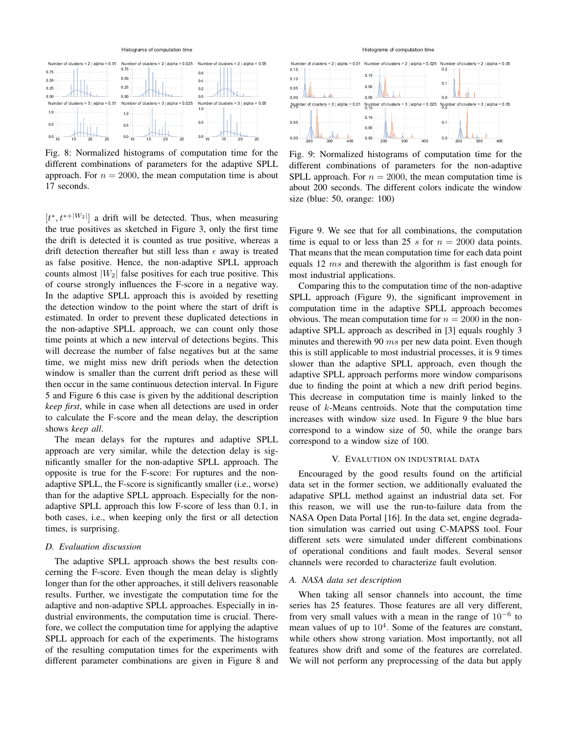Fig. 8: Normalized histograms of computation time for the different combinations of parameters for the adaptive SPLL approach. For $n = 2000$, the mean computation time is about 17 seconds.

Fig. 9: Normalized histograms of computation time for the different combinations of parameters for the non-adaptive SPLL approach. For $n = 2000$, the mean computation time is about 200 seconds. The different colors indicate the window size (blue: 50, orange: 100)

$[t^*, t^{*+|W_2|}]$ a drift will be detected. Thus, when measuring the true positives as sketched in Figure 3, only the first time the drift is detected it is counted as true positive, whereas a drift detection thereafter but still less than $\epsilon$ away is treated as false positive. Hence, the non-adaptive SPLL approach counts almost $|W_2|$ false positives for each true positive. This of course strongly influences the F-score in a negative way. In the adaptive SPLL approach this is avoided by resetting the detection window to the point where the start of drift is estimated. In order to prevent these duplicated detections in the non-adaptive SPLL approach, we can count only those time points at which a new interval of detections begins. This will decrease the number of false negatives but at the same time, we might miss new drift periods when the detection window is smaller than the current drift period as these will then occur in the same continuous detection interval. In Figure 5 and Figure 6 this case is given by the additional description *keep first*, while in case when all detections are used in order to calculate the F-score and the mean delay, the description shows *keep all*.

The mean delays for the ruptures and adaptive SPLL approach are very similar, while the detection delay is significantly smaller for the non-adaptive SPLL approach. The opposite is true for the F-score: For ruptures and the non-adaptive SPLL, the F-score is significantly smaller (i.e., worse) than for the adaptive SPLL approach. Especially for the non-adaptive SPLL approach this low F-score of less than 0.1, in both cases, i.e., when keeping only the first or all detection times, is surprising.

### D. Evaluation discussion

The adaptive SPLL approach shows the best results concerning the F-score. Even though the mean delay is slightly longer than for the other approaches, it still delivers reasonable results. Further, we investigate the computation time for the adaptive and non-adaptive SPLL approaches. Especially in industrial environments, the computation time is crucial. Therefore, we collect the computation time for applying the adaptive SPLL approach for each of the experiments. The histograms of the resulting computation times for the experiments with different parameter combinations are given in Figure 8 and Figure 9. We see that for all combinations, the computation time is equal to or less than 25 $s$ for $n = 2000$ data points. That means that the mean computation time for each data point equals 12 $ms$ and therewith the algorithm is fast enough for most industrial applications.

Comparing this to the computation time of the non-adaptive SPLL approach (Figure 9), the significant improvement in computation time in the adaptive SPLL approach becomes obvious. The mean computation time for $n = 2000$ in the non-adaptive SPLL approach as described in [3] equals roughly 3 minutes and therewith 90 $ms$ per new data point. Even though this is still applicable to most industrial processes, it is 9 times slower than the adaptive SPLL approach, even though the adaptive SPLL approach performs more window comparisons due to finding the point at which a new drift period begins. This decrease in computation time is mainly linked to the reuse of $k$-Means centroids. Note that the computation time increases with window size used. In Figure 9 the blue bars correspond to a window size of 50, while the orange bars correspond to a window size of 100.

## V. Evalution on Industrial Data

Encouraged by the good results found on the artificial data set in the former section, we additionally evaluated the adapative SPLL method against an industrial data set. For this reason, we will use the run-to-failure data from the NASA Open Data Portal [16]. In the data set, engine degradation simulation was carried out using C-MAPSS tool. Four different sets were simulated under different combinations of operational conditions and fault modes. Several sensor channels were recorded to characterize fault evolution.

### A. NASA data set description

When taking all sensor channels into account, the time series has 25 features. Those features are all very different, from very small values with a mean in the range of $10^{-6}$ to mean values of up to $10^4$. Some of the features are constant, while others show strong variation. Most importantly, not all features show drift and some of the features are correlated. We will not perform any preprocessing of the data but apply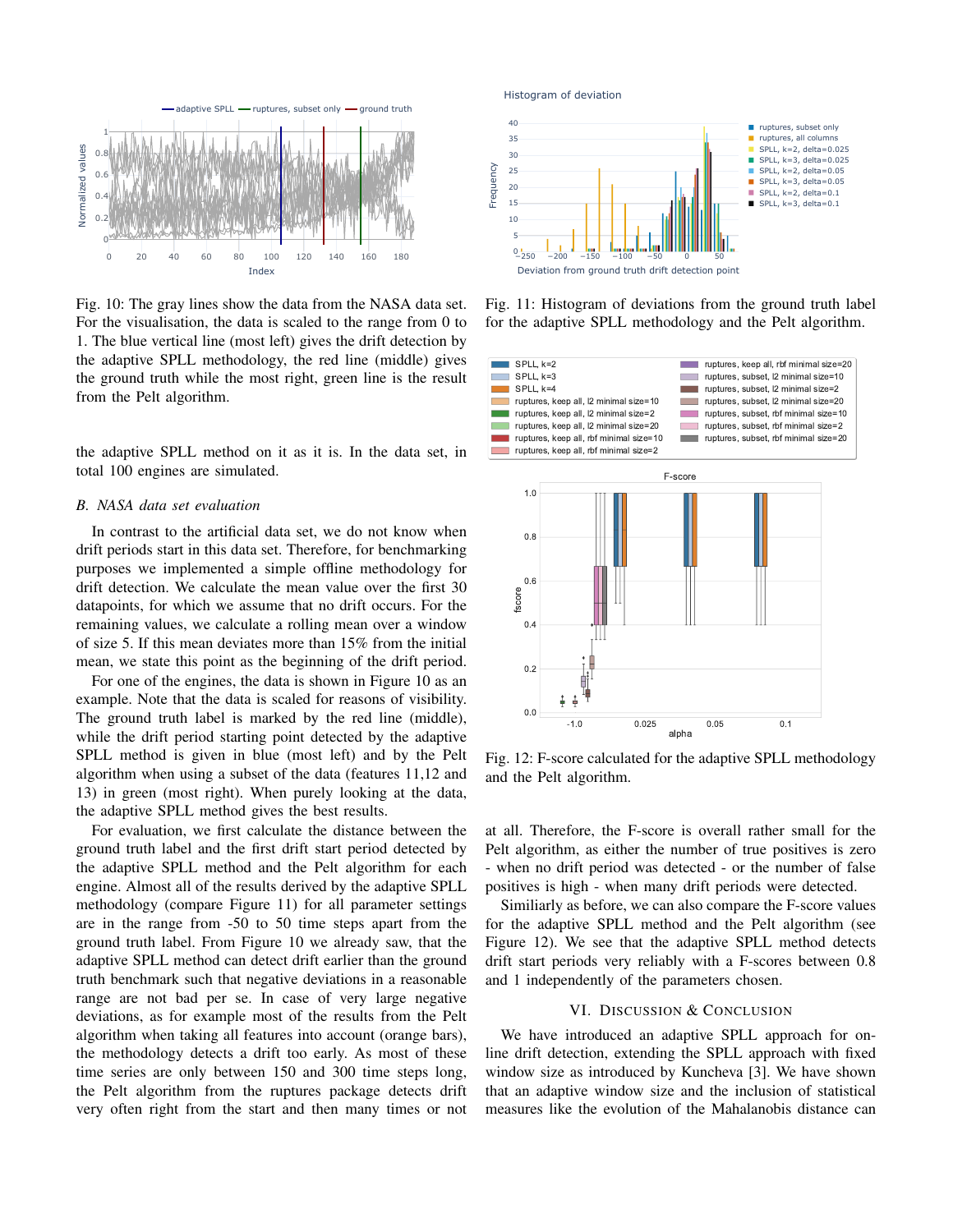Fig. 10: The gray lines show the data from the NASA data set. For the visualisation, the data is scaled to the range from 0 to 1. The blue vertical line (most left) gives the drift detection by the adaptive SPLL methodology, the red line (middle) gives the ground truth while the most right, green line is the result from the Pelt algorithm.

the adaptive SPLL method on it as it is. In the data set, in total 100 engines are simulated.

### B. NASA data set evaluation

In contrast to the artificial data set, we do not know when drift periods start in this data set. Therefore, for benchmarking purposes we implemented a simple offline methodology for drift detection. We calculate the mean value over the first 30 datapoints, for which we assume that no drift occurs. For the remaining values, we calculate a rolling mean over a window of size 5. If this mean deviates more than 15% from the initial mean, we state this point as the beginning of the drift period.

For one of the engines, the data is shown in Figure 10 as an example. Note that the data is scaled for reasons of visibility. The ground truth label is marked by the red line (middle), while the drift period starting point detected by the adaptive SPLL method is given in blue (most left) and by the Pelt algorithm when using a subset of the data (features 11,12 and 13) in green (most right). When purely looking at the data, the adaptive SPLL method gives the best results.

For evaluation, we first calculate the distance between the ground truth label and the first drift start period detected by the adaptive SPLL method and the Pelt algorithm for each engine. Almost all of the results derived by the adaptive SPLL methodology (compare Figure 11) for all parameter settings are in the range from -50 to 50 time steps apart from the ground truth label. From Figure 10 we already saw, that the adaptive SPLL method can detect drift earlier than the ground truth benchmark such that negative deviations in a reasonable range are not bad per se. In case of very large negative deviations, as for example most of the results for the Pelt algorithm when taking all features into account (orange bars), the methodology detects a drift too early. As most of these time series are only between 150 and 300 time steps long, the Pelt algorithm from the ruptures package detects drift very often right from the start and then many times or not at all. Therefore, the F-score is overall rather small for the Pelt algorithm, as either the number of true positives is zero - when no drift period was detected - or the number of false positives is high - when many drift periods were detected.

Fig. 11: Histogram of deviations from the ground truth label for the adaptive SPLL methodology and the Pelt algorithm.

Fig. 12: F-score calculated for the adaptive SPLL methodology and the Pelt algorithm.

Similiarly as before, we can also compare the F-score values for the adaptive SPLL method and the Pelt algorithm (see Figure 12). We see that the adaptive SPLL method detects drift start periods very reliably with a F-scores between 0.8 and 1 independently of the parameters chosen.

## VI. Discussion & Conclusion

We have introduced an adaptive SPLL approach for online drift detection, extending the SPLL approach with fixed window size as introduced by Kuncheva [3]. We have shown that an adaptive window size and the inclusion of statistical measures like the evolution of the Mahalanobis distance can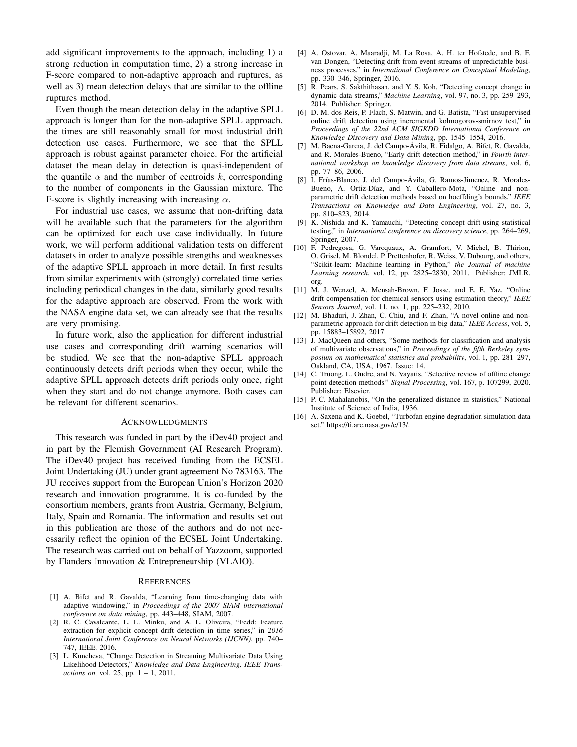add significant improvements to the approach, including 1) a strong reduction in computation time, 2) a strong increase in F-score compared to non-adaptive approach and ruptures, as well as 3) mean detection delays that are similar to the offline ruptures method.

Even though the mean detection delay in the adaptive SPLL approach is longer than for the non-adaptive SPLL approach, the times are still reasonably small for most industrial drift detection use cases. Furthermore, we see that the SPLL approach is robust against parameter choice. For the artificial dataset the mean delay in detection is quasi-independent of the quantile $\alpha$ and the number of centroids $k$, corresponding to the number of components in the Gaussian mixture. The F-score is slightly increasing with increasing $\alpha$.

For industrial use cases, we assume that non-drifting data will be available such that the parameters for the algorithm can be optimized for each use case individually. In future work, we will perform additional validation tests on different datasets in order to analyze possible strengths and weaknesses of the adaptive SPLL approach in more detail. In first results from similar experiments with (strongly) correlated time series including periodical changes in the data, similarly good results for the adaptive approach are observed. From the work with the NASA engine data set, we can already see that the results are very promising.

In future work, also the application for different industrial use cases and corresponding drift warning scenarios will be studied. We see that the non-adaptive SPLL approach continuously detects drift periods when they occur, while the adaptive SPLL approach detects drift periods only once, right when they start and do not change anymore. Both cases can be relevant for different scenarios.

## Acknowledgments

This research was funded in part by the iDev40 project and in part by the Flemish Government (AI Research Program). The iDev40 project has received funding from the ECSEL Joint Undertaking (JU) under grant agreement No 783163. The JU receives support from the European Union's Horizon 2020 research and innovation programme. It is co-funded by the consortium members, grants from Austria, Germany, Belgium, Italy, Spain and Romania. The information and results set out in this publication are those of the authors and do not necessarily reflect the opinion of the ECSEL Joint Undertaking. The research was carried out on behalf of Yazzoom, supported by Flanders Innovation & Entrepreneurship (VLAIO).

## References

[1] A. Bifet and R. Gavalda, "Learning from time-changing data with adaptive windowing," in *Proceedings of the 2007 SIAM international conference on data mining*, pp. 443–448, SIAM, 2007.

[2] R. C. Cavalcante, L. L. Minku, and A. L. Oliveira, "Fedd: Feature extraction for explicit concept drift detection in time series," in *2016 International Joint Conference on Neural Networks (IJCNN)*, pp. 740–747, IEEE, 2016.

[3] L. Kuncheva, "Change Detection in Streaming Multivariate Data Using Likelihood Detectors," *Knowledge and Data Engineering, IEEE Transactions on*, vol. 25, pp. 1 – 1, 2011.

[4] A. Ostovar, A. Maaradji, M. La Rosa, A. H. ter Hofstede, and B. F. van Dongen, "Detecting drift from event streams of unpredictable business processes," in *International Conference on Conceptual Modeling*, pp. 330–346, Springer, 2016.

[5] R. Pears, S. Sakthithasan, and Y. S. Koh, "Detecting concept change in dynamic data streams," *Machine Learning*, vol. 97, no. 3, pp. 259–293, 2014. Publisher: Springer.

[6] D. M. dos Reis, P. Flach, S. Matwin, and G. Batista, "Fast unsupervised online drift detection using incremental kolmogorov-smirnov test," in *Proceedings of the 22nd ACM SIGKDD International Conference on Knowledge Discovery and Data Mining*, pp. 1545–1554, 2016.

[7] M. Baena-Garcıa, J. del Campo-Ávila, R. Fidalgo, A. Bifet, R. Gavalda, and R. Morales-Bueno, "Early drift detection method," in *Fourth international workshop on knowledge discovery from data streams*, vol. 6, pp. 77–86, 2006.

[8] I. Frías-Blanco, J. del Campo-Ávila, G. Ramos-Jimenez, R. Morales-Bueno, A. Ortiz-Díaz, and Y. Caballero-Mota, "Online and non-parametric drift detection methods based on hoeffding's bounds," *IEEE Transactions on Knowledge and Data Engineering*, vol. 27, no. 3, pp. 810–823, 2014.

[9] K. Nishida and K. Yamauchi, "Detecting concept drift using statistical testing," in *International conference on discovery science*, pp. 264–269, Springer, 2007.

[10] F. Pedregosa, G. Varoquaux, A. Gramfort, V. Michel, B. Thirion, O. Grisel, M. Blondel, P. Prettenhofer, R. Weiss, V. Dubourg, and others, "Scikit-learn: Machine learning in Python," *the Journal of machine Learning research*, vol. 12, pp. 2825–2830, 2011. Publisher: JMLR. org.

[11] M. J. Wenzel, A. Mensah-Brown, F. Josse, and E. E. Yaz, "Online drift compensation for chemical sensors using estimation theory," *IEEE Sensors Journal*, vol. 11, no. 1, pp. 225–232, 2010.

[12] M. Bhaduri, J. Zhan, C. Chiu, and F. Zhan, "A novel online and non-parametric approach for drift detection in big data," *IEEE Access*, vol. 5, pp. 15883–15892, 2017.

[13] J. MacQueen and others, "Some methods for classification and analysis of multivariate observations," in *Proceedings of the fifth Berkeley symposium on mathematical statistics and probability*, vol. 1, pp. 281–297, Oakland, CA, USA, 1967. Issue: 14.

[14] C. Truong, L. Oudre, and N. Vayatis, "Selective review of offline change point detection methods," *Signal Processing*, vol. 167, p. 107299, 2020. Publisher: Elsevier.

[15] P. C. Mahalanobis, "On the generalized distance in statistics," National Institute of Science of India, 1936.

[16] A. Saxena and K. Goebel, "Turbofan engine degradation simulation data set." https://ti.arc.nasa.gov/c/13/.